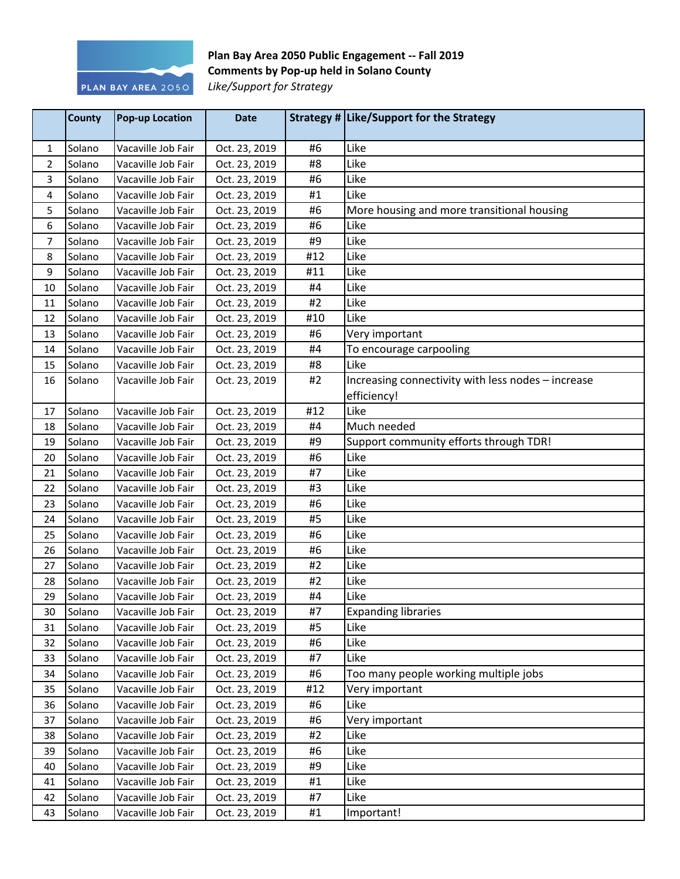**Plan Bay Area 2050 Public Engagement -- Fall 2019**
**Comments by Pop-up held in Solano County**
*Like/Support for Strategy*

| | County | Pop-up Location | Date | Strategy # | Like/Support for the Strategy |
|---|---|---|---|---|---|
| 1 | Solano | Vacaville Job Fair | Oct. 23, 2019 | #6 | Like |
| 2 | Solano | Vacaville Job Fair | Oct. 23, 2019 | #8 | Like |
| 3 | Solano | Vacaville Job Fair | Oct. 23, 2019 | #6 | Like |
| 4 | Solano | Vacaville Job Fair | Oct. 23, 2019 | #1 | Like |
| 5 | Solano | Vacaville Job Fair | Oct. 23, 2019 | #6 | More housing and more transitional housing |
| 6 | Solano | Vacaville Job Fair | Oct. 23, 2019 | #6 | Like |
| 7 | Solano | Vacaville Job Fair | Oct. 23, 2019 | #9 | Like |
| 8 | Solano | Vacaville Job Fair | Oct. 23, 2019 | #12 | Like |
| 9 | Solano | Vacaville Job Fair | Oct. 23, 2019 | #11 | Like |
| 10 | Solano | Vacaville Job Fair | Oct. 23, 2019 | #4 | Like |
| 11 | Solano | Vacaville Job Fair | Oct. 23, 2019 | #2 | Like |
| 12 | Solano | Vacaville Job Fair | Oct. 23, 2019 | #10 | Like |
| 13 | Solano | Vacaville Job Fair | Oct. 23, 2019 | #6 | Very important |
| 14 | Solano | Vacaville Job Fair | Oct. 23, 2019 | #4 | To encourage carpooling |
| 15 | Solano | Vacaville Job Fair | Oct. 23, 2019 | #8 | Like |
| 16 | Solano | Vacaville Job Fair | Oct. 23, 2019 | #2 | Increasing connectivity with less nodes – increase efficiency! |
| 17 | Solano | Vacaville Job Fair | Oct. 23, 2019 | #12 | Like |
| 18 | Solano | Vacaville Job Fair | Oct. 23, 2019 | #4 | Much needed |
| 19 | Solano | Vacaville Job Fair | Oct. 23, 2019 | #9 | Support community efforts through TDR! |
| 20 | Solano | Vacaville Job Fair | Oct. 23, 2019 | #6 | Like |
| 21 | Solano | Vacaville Job Fair | Oct. 23, 2019 | #7 | Like |
| 22 | Solano | Vacaville Job Fair | Oct. 23, 2019 | #3 | Like |
| 23 | Solano | Vacaville Job Fair | Oct. 23, 2019 | #6 | Like |
| 24 | Solano | Vacaville Job Fair | Oct. 23, 2019 | #5 | Like |
| 25 | Solano | Vacaville Job Fair | Oct. 23, 2019 | #6 | Like |
| 26 | Solano | Vacaville Job Fair | Oct. 23, 2019 | #6 | Like |
| 27 | Solano | Vacaville Job Fair | Oct. 23, 2019 | #2 | Like |
| 28 | Solano | Vacaville Job Fair | Oct. 23, 2019 | #2 | Like |
| 29 | Solano | Vacaville Job Fair | Oct. 23, 2019 | #4 | Like |
| 30 | Solano | Vacaville Job Fair | Oct. 23, 2019 | #7 | Expanding libraries |
| 31 | Solano | Vacaville Job Fair | Oct. 23, 2019 | #5 | Like |
| 32 | Solano | Vacaville Job Fair | Oct. 23, 2019 | #6 | Like |
| 33 | Solano | Vacaville Job Fair | Oct. 23, 2019 | #7 | Like |
| 34 | Solano | Vacaville Job Fair | Oct. 23, 2019 | #6 | Too many people working multiple jobs |
| 35 | Solano | Vacaville Job Fair | Oct. 23, 2019 | #12 | Very important |
| 36 | Solano | Vacaville Job Fair | Oct. 23, 2019 | #6 | Like |
| 37 | Solano | Vacaville Job Fair | Oct. 23, 2019 | #6 | Very important |
| 38 | Solano | Vacaville Job Fair | Oct. 23, 2019 | #2 | Like |
| 39 | Solano | Vacaville Job Fair | Oct. 23, 2019 | #6 | Like |
| 40 | Solano | Vacaville Job Fair | Oct. 23, 2019 | #9 | Like |
| 41 | Solano | Vacaville Job Fair | Oct. 23, 2019 | #1 | Like |
| 42 | Solano | Vacaville Job Fair | Oct. 23, 2019 | #7 | Like |
| 43 | Solano | Vacaville Job Fair | Oct. 23, 2019 | #1 | Important! |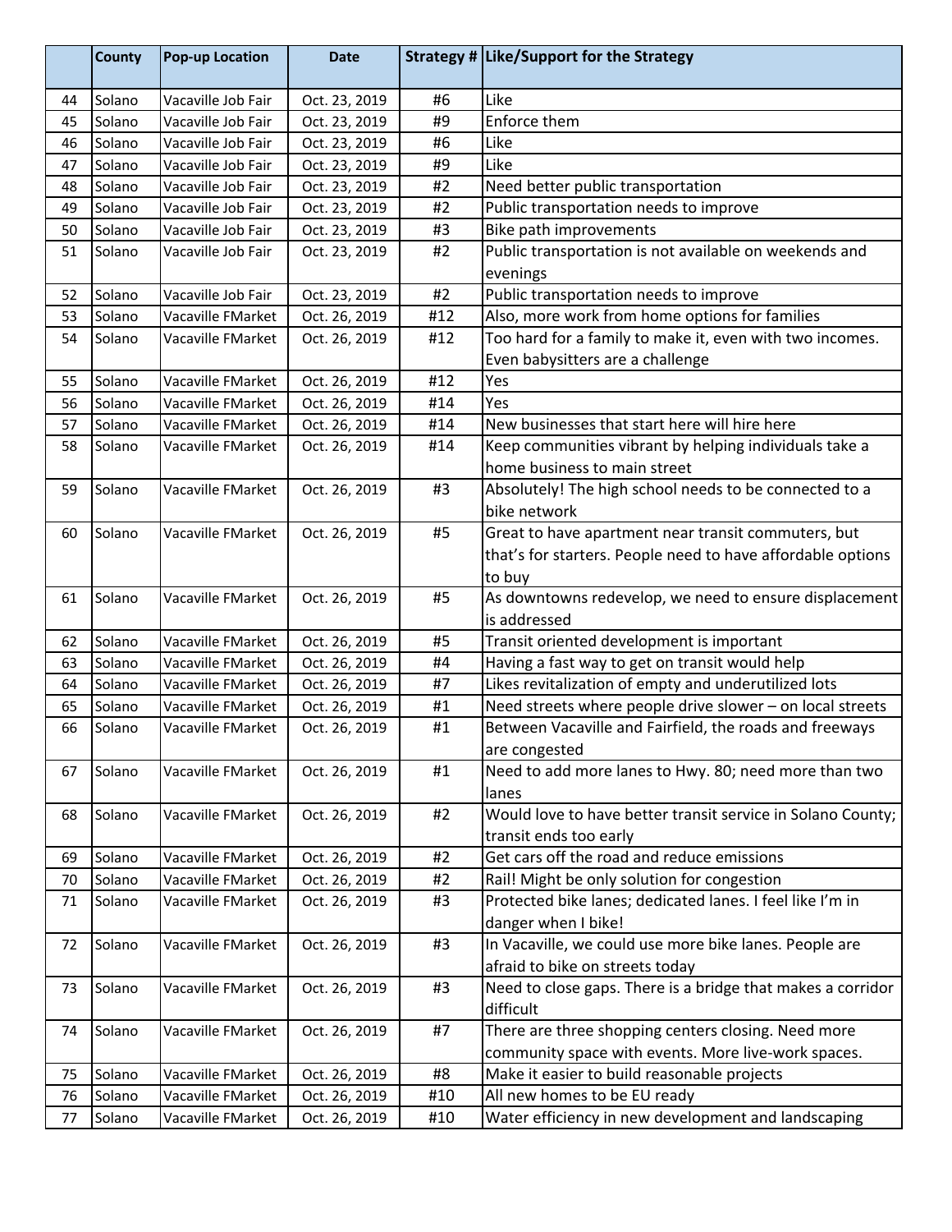| | County | Pop-up Location | Date | Strategy # | Like/Support for the Strategy |
|---|---|---|---|---|---|
| 44 | Solano | Vacaville Job Fair | Oct. 23, 2019 | #6 | Like |
| 45 | Solano | Vacaville Job Fair | Oct. 23, 2019 | #9 | Enforce them |
| 46 | Solano | Vacaville Job Fair | Oct. 23, 2019 | #6 | Like |
| 47 | Solano | Vacaville Job Fair | Oct. 23, 2019 | #9 | Like |
| 48 | Solano | Vacaville Job Fair | Oct. 23, 2019 | #2 | Need better public transportation |
| 49 | Solano | Vacaville Job Fair | Oct. 23, 2019 | #2 | Public transportation needs to improve |
| 50 | Solano | Vacaville Job Fair | Oct. 23, 2019 | #3 | Bike path improvements |
| 51 | Solano | Vacaville Job Fair | Oct. 23, 2019 | #2 | Public transportation is not available on weekends and evenings |
| 52 | Solano | Vacaville Job Fair | Oct. 23, 2019 | #2 | Public transportation needs to improve |
| 53 | Solano | Vacaville FMarket | Oct. 26, 2019 | #12 | Also, more work from home options for families |
| 54 | Solano | Vacaville FMarket | Oct. 26, 2019 | #12 | Too hard for a family to make it, even with two incomes. Even babysitters are a challenge |
| 55 | Solano | Vacaville FMarket | Oct. 26, 2019 | #12 | Yes |
| 56 | Solano | Vacaville FMarket | Oct. 26, 2019 | #14 | Yes |
| 57 | Solano | Vacaville FMarket | Oct. 26, 2019 | #14 | New businesses that start here will hire here |
| 58 | Solano | Vacaville FMarket | Oct. 26, 2019 | #14 | Keep communities vibrant by helping individuals take a home business to main street |
| 59 | Solano | Vacaville FMarket | Oct. 26, 2019 | #3 | Absolutely! The high school needs to be connected to a bike network |
| 60 | Solano | Vacaville FMarket | Oct. 26, 2019 | #5 | Great to have apartment near transit commuters, but that's for starters. People need to have affordable options to buy |
| 61 | Solano | Vacaville FMarket | Oct. 26, 2019 | #5 | As downtowns redevelop, we need to ensure displacement is addressed |
| 62 | Solano | Vacaville FMarket | Oct. 26, 2019 | #5 | Transit oriented development is important |
| 63 | Solano | Vacaville FMarket | Oct. 26, 2019 | #4 | Having a fast way to get on transit would help |
| 64 | Solano | Vacaville FMarket | Oct. 26, 2019 | #7 | Likes revitalization of empty and underutilized lots |
| 65 | Solano | Vacaville FMarket | Oct. 26, 2019 | #1 | Need streets where people drive slower – on local streets |
| 66 | Solano | Vacaville FMarket | Oct. 26, 2019 | #1 | Between Vacaville and Fairfield, the roads and freeways are congested |
| 67 | Solano | Vacaville FMarket | Oct. 26, 2019 | #1 | Need to add more lanes to Hwy. 80; need more than two lanes |
| 68 | Solano | Vacaville FMarket | Oct. 26, 2019 | #2 | Would love to have better transit service in Solano County; transit ends too early |
| 69 | Solano | Vacaville FMarket | Oct. 26, 2019 | #2 | Get cars off the road and reduce emissions |
| 70 | Solano | Vacaville FMarket | Oct. 26, 2019 | #2 | Rail! Might be only solution for congestion |
| 71 | Solano | Vacaville FMarket | Oct. 26, 2019 | #3 | Protected bike lanes; dedicated lanes. I feel like I'm in danger when I bike! |
| 72 | Solano | Vacaville FMarket | Oct. 26, 2019 | #3 | In Vacaville, we could use more bike lanes. People are afraid to bike on streets today |
| 73 | Solano | Vacaville FMarket | Oct. 26, 2019 | #3 | Need to close gaps. There is a bridge that makes a corridor difficult |
| 74 | Solano | Vacaville FMarket | Oct. 26, 2019 | #7 | There are three shopping centers closing. Need more community space with events. More live-work spaces. |
| 75 | Solano | Vacaville FMarket | Oct. 26, 2019 | #8 | Make it easier to build reasonable projects |
| 76 | Solano | Vacaville FMarket | Oct. 26, 2019 | #10 | All new homes to be EU ready |
| 77 | Solano | Vacaville FMarket | Oct. 26, 2019 | #10 | Water efficiency in new development and landscaping |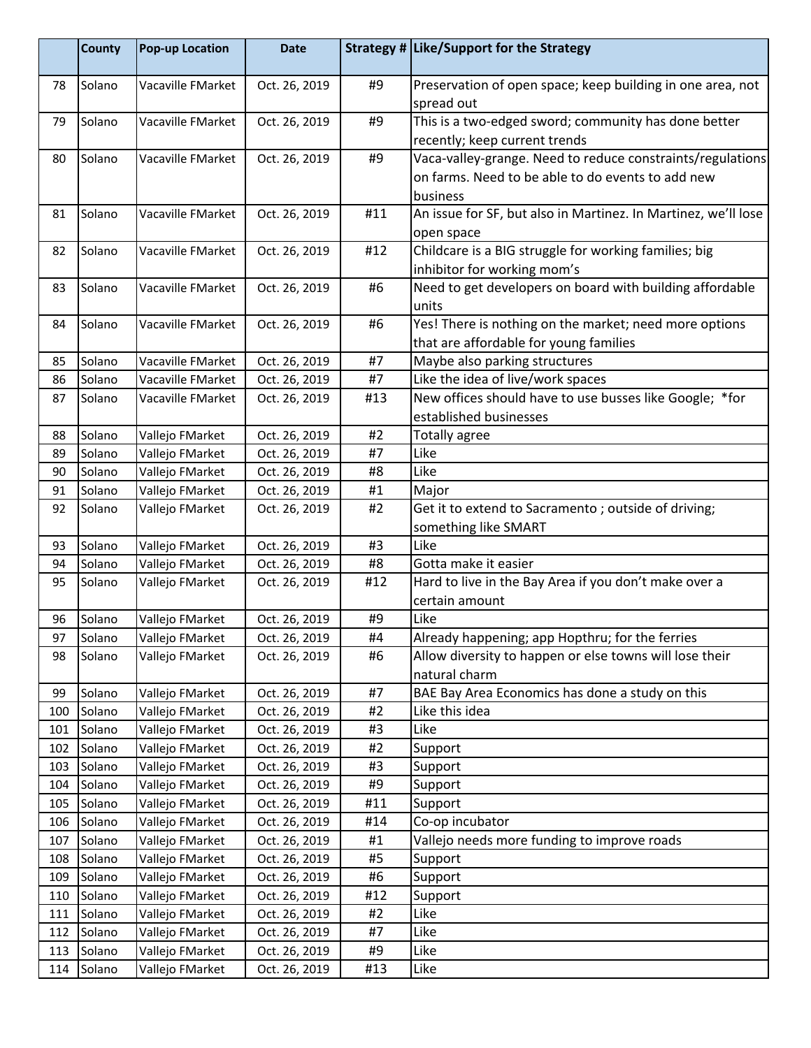| | County | Pop-up Location | Date | Strategy # | Like/Support for the Strategy |
|---|---|---|---|---|---|
| 78 | Solano | Vacaville FMarket | Oct. 26, 2019 | #9 | Preservation of open space; keep building in one area, not spread out |
| 79 | Solano | Vacaville FMarket | Oct. 26, 2019 | #9 | This is a two-edged sword; community has done better recently; keep current trends |
| 80 | Solano | Vacaville FMarket | Oct. 26, 2019 | #9 | Vaca-valley-grange. Need to reduce constraints/regulations on farms. Need to be able to do events to add new business |
| 81 | Solano | Vacaville FMarket | Oct. 26, 2019 | #11 | An issue for SF, but also in Martinez. In Martinez, we'll lose open space |
| 82 | Solano | Vacaville FMarket | Oct. 26, 2019 | #12 | Childcare is a BIG struggle for working families; big inhibitor for working mom's |
| 83 | Solano | Vacaville FMarket | Oct. 26, 2019 | #6 | Need to get developers on board with building affordable units |
| 84 | Solano | Vacaville FMarket | Oct. 26, 2019 | #6 | Yes! There is nothing on the market; need more options that are affordable for young families |
| 85 | Solano | Vacaville FMarket | Oct. 26, 2019 | #7 | Maybe also parking structures |
| 86 | Solano | Vacaville FMarket | Oct. 26, 2019 | #7 | Like the idea of live/work spaces |
| 87 | Solano | Vacaville FMarket | Oct. 26, 2019 | #13 | New offices should have to use busses like Google; *for established businesses |
| 88 | Solano | Vallejo FMarket | Oct. 26, 2019 | #2 | Totally agree |
| 89 | Solano | Vallejo FMarket | Oct. 26, 2019 | #7 | Like |
| 90 | Solano | Vallejo FMarket | Oct. 26, 2019 | #8 | Like |
| 91 | Solano | Vallejo FMarket | Oct. 26, 2019 | #1 | Major |
| 92 | Solano | Vallejo FMarket | Oct. 26, 2019 | #2 | Get it to extend to Sacramento ; outside of driving; something like SMART |
| 93 | Solano | Vallejo FMarket | Oct. 26, 2019 | #3 | Like |
| 94 | Solano | Vallejo FMarket | Oct. 26, 2019 | #8 | Gotta make it easier |
| 95 | Solano | Vallejo FMarket | Oct. 26, 2019 | #12 | Hard to live in the Bay Area if you don't make over a certain amount |
| 96 | Solano | Vallejo FMarket | Oct. 26, 2019 | #9 | Like |
| 97 | Solano | Vallejo FMarket | Oct. 26, 2019 | #4 | Already happening; app Hopthru; for the ferries |
| 98 | Solano | Vallejo FMarket | Oct. 26, 2019 | #6 | Allow diversity to happen or else towns will lose their natural charm |
| 99 | Solano | Vallejo FMarket | Oct. 26, 2019 | #7 | BAE Bay Area Economics has done a study on this |
| 100 | Solano | Vallejo FMarket | Oct. 26, 2019 | #2 | Like this idea |
| 101 | Solano | Vallejo FMarket | Oct. 26, 2019 | #3 | Like |
| 102 | Solano | Vallejo FMarket | Oct. 26, 2019 | #2 | Support |
| 103 | Solano | Vallejo FMarket | Oct. 26, 2019 | #3 | Support |
| 104 | Solano | Vallejo FMarket | Oct. 26, 2019 | #9 | Support |
| 105 | Solano | Vallejo FMarket | Oct. 26, 2019 | #11 | Support |
| 106 | Solano | Vallejo FMarket | Oct. 26, 2019 | #14 | Co-op incubator |
| 107 | Solano | Vallejo FMarket | Oct. 26, 2019 | #1 | Vallejo needs more funding to improve roads |
| 108 | Solano | Vallejo FMarket | Oct. 26, 2019 | #5 | Support |
| 109 | Solano | Vallejo FMarket | Oct. 26, 2019 | #6 | Support |
| 110 | Solano | Vallejo FMarket | Oct. 26, 2019 | #12 | Support |
| 111 | Solano | Vallejo FMarket | Oct. 26, 2019 | #2 | Like |
| 112 | Solano | Vallejo FMarket | Oct. 26, 2019 | #7 | Like |
| 113 | Solano | Vallejo FMarket | Oct. 26, 2019 | #9 | Like |
| 114 | Solano | Vallejo FMarket | Oct. 26, 2019 | #13 | Like |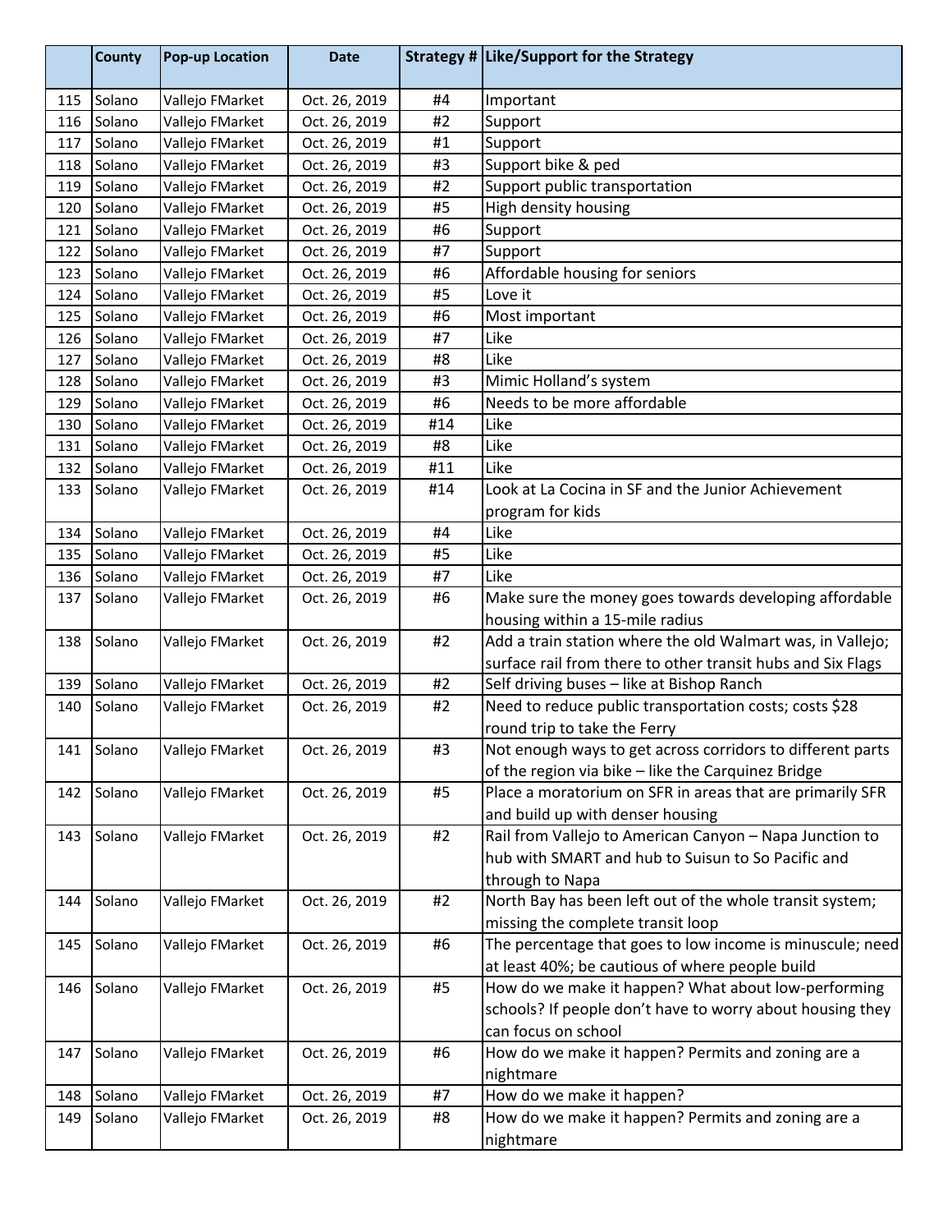| | County | Pop-up Location | Date | Strategy # | Like/Support for the Strategy |
|---|---|---|---|---|---|
| 115 | Solano | Vallejo FMarket | Oct. 26, 2019 | #4 | Important |
| 116 | Solano | Vallejo FMarket | Oct. 26, 2019 | #2 | Support |
| 117 | Solano | Vallejo FMarket | Oct. 26, 2019 | #1 | Support |
| 118 | Solano | Vallejo FMarket | Oct. 26, 2019 | #3 | Support bike & ped |
| 119 | Solano | Vallejo FMarket | Oct. 26, 2019 | #2 | Support public transportation |
| 120 | Solano | Vallejo FMarket | Oct. 26, 2019 | #5 | High density housing |
| 121 | Solano | Vallejo FMarket | Oct. 26, 2019 | #6 | Support |
| 122 | Solano | Vallejo FMarket | Oct. 26, 2019 | #7 | Support |
| 123 | Solano | Vallejo FMarket | Oct. 26, 2019 | #6 | Affordable housing for seniors |
| 124 | Solano | Vallejo FMarket | Oct. 26, 2019 | #5 | Love it |
| 125 | Solano | Vallejo FMarket | Oct. 26, 2019 | #6 | Most important |
| 126 | Solano | Vallejo FMarket | Oct. 26, 2019 | #7 | Like |
| 127 | Solano | Vallejo FMarket | Oct. 26, 2019 | #8 | Like |
| 128 | Solano | Vallejo FMarket | Oct. 26, 2019 | #3 | Mimic Holland's system |
| 129 | Solano | Vallejo FMarket | Oct. 26, 2019 | #6 | Needs to be more affordable |
| 130 | Solano | Vallejo FMarket | Oct. 26, 2019 | #14 | Like |
| 131 | Solano | Vallejo FMarket | Oct. 26, 2019 | #8 | Like |
| 132 | Solano | Vallejo FMarket | Oct. 26, 2019 | #11 | Like |
| 133 | Solano | Vallejo FMarket | Oct. 26, 2019 | #14 | Look at La Cocina in SF and the Junior Achievement program for kids |
| 134 | Solano | Vallejo FMarket | Oct. 26, 2019 | #4 | Like |
| 135 | Solano | Vallejo FMarket | Oct. 26, 2019 | #5 | Like |
| 136 | Solano | Vallejo FMarket | Oct. 26, 2019 | #7 | Like |
| 137 | Solano | Vallejo FMarket | Oct. 26, 2019 | #6 | Make sure the money goes towards developing affordable housing within a 15-mile radius |
| 138 | Solano | Vallejo FMarket | Oct. 26, 2019 | #2 | Add a train station where the old Walmart was, in Vallejo; surface rail from there to other transit hubs and Six Flags |
| 139 | Solano | Vallejo FMarket | Oct. 26, 2019 | #2 | Self driving buses – like at Bishop Ranch |
| 140 | Solano | Vallejo FMarket | Oct. 26, 2019 | #2 | Need to reduce public transportation costs; costs $28 round trip to take the Ferry |
| 141 | Solano | Vallejo FMarket | Oct. 26, 2019 | #3 | Not enough ways to get across corridors to different parts of the region via bike – like the Carquinez Bridge |
| 142 | Solano | Vallejo FMarket | Oct. 26, 2019 | #5 | Place a moratorium on SFR in areas that are primarily SFR and build up with denser housing |
| 143 | Solano | Vallejo FMarket | Oct. 26, 2019 | #2 | Rail from Vallejo to American Canyon – Napa Junction to hub with SMART and hub to Suisun to So Pacific and through to Napa |
| 144 | Solano | Vallejo FMarket | Oct. 26, 2019 | #2 | North Bay has been left out of the whole transit system; missing the complete transit loop |
| 145 | Solano | Vallejo FMarket | Oct. 26, 2019 | #6 | The percentage that goes to low income is minuscule; need at least 40%; be cautious of where people build |
| 146 | Solano | Vallejo FMarket | Oct. 26, 2019 | #5 | How do we make it happen? What about low-performing schools? If people don't have to worry about housing they can focus on school |
| 147 | Solano | Vallejo FMarket | Oct. 26, 2019 | #6 | How do we make it happen? Permits and zoning are a nightmare |
| 148 | Solano | Vallejo FMarket | Oct. 26, 2019 | #7 | How do we make it happen? |
| 149 | Solano | Vallejo FMarket | Oct. 26, 2019 | #8 | How do we make it happen? Permits and zoning are a nightmare |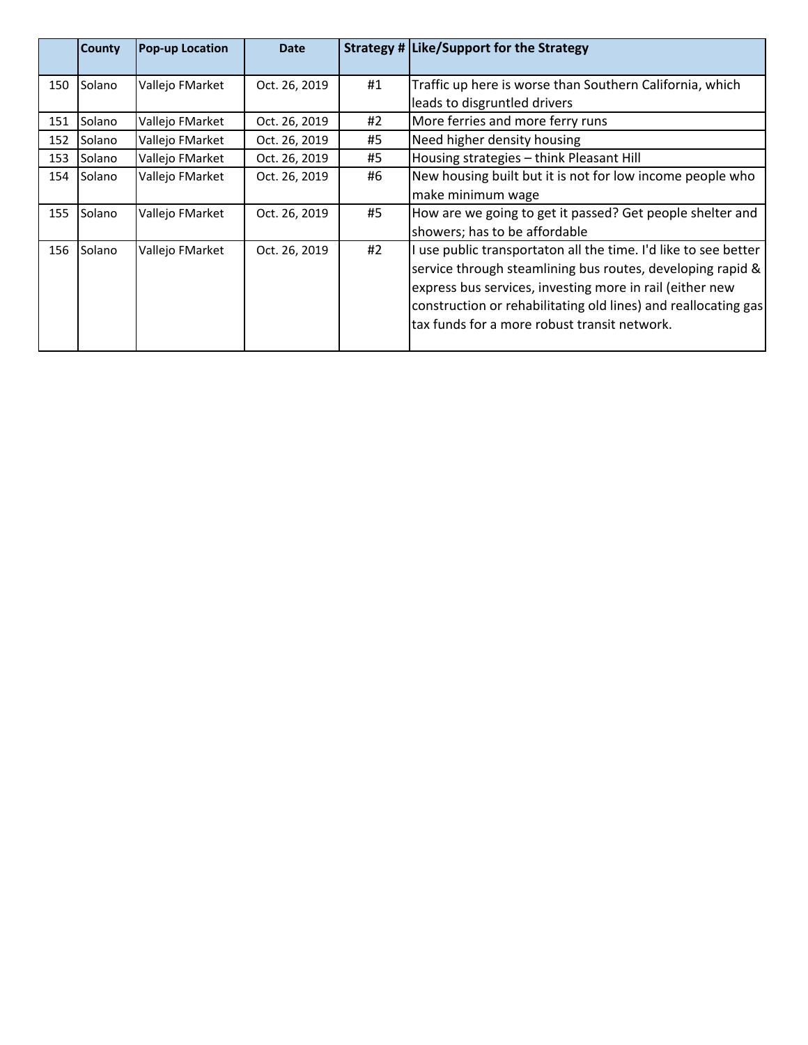| | County | Pop-up Location | Date | Strategy # | Like/Support for the Strategy |
|---|---|---|---|---|---|
| 150 | Solano | Vallejo FMarket | Oct. 26, 2019 | #1 | Traffic up here is worse than Southern California, which leads to disgruntled drivers |
| 151 | Solano | Vallejo FMarket | Oct. 26, 2019 | #2 | More ferries and more ferry runs |
| 152 | Solano | Vallejo FMarket | Oct. 26, 2019 | #5 | Need higher density housing |
| 153 | Solano | Vallejo FMarket | Oct. 26, 2019 | #5 | Housing strategies – think Pleasant Hill |
| 154 | Solano | Vallejo FMarket | Oct. 26, 2019 | #6 | New housing built but it is not for low income people who make minimum wage |
| 155 | Solano | Vallejo FMarket | Oct. 26, 2019 | #5 | How are we going to get it passed? Get people shelter and showers; has to be affordable |
| 156 | Solano | Vallejo FMarket | Oct. 26, 2019 | #2 | I use public transportaton all the time. I'd like to see better service through steamlining bus routes, developing rapid & express bus services, investing more in rail (either new construction or rehabilitating old lines) and reallocating gas tax funds for a more robust transit network. |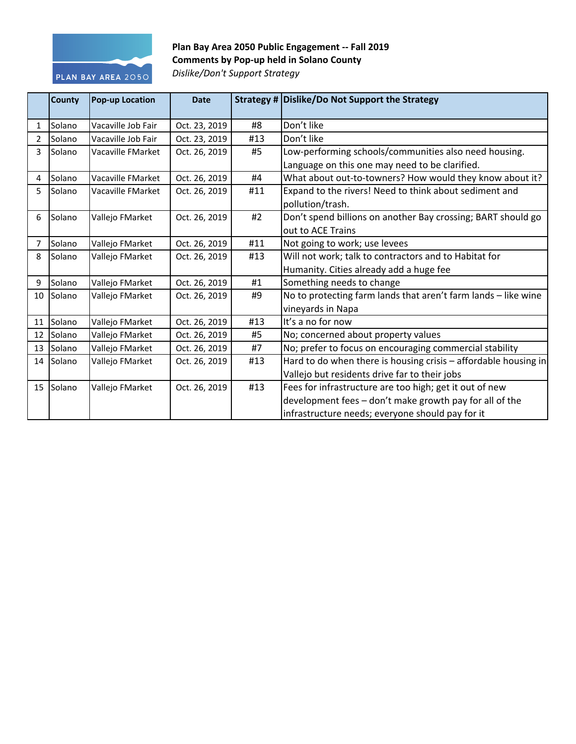**Plan Bay Area 2050 Public Engagement -- Fall 2019**
**Comments by Pop-up held in Solano County**
*Dislike/Don't Support Strategy*

| | County | Pop-up Location | Date | Strategy # | Dislike/Do Not Support the Strategy |
|---|---|---|---|---|---|
| 1 | Solano | Vacaville Job Fair | Oct. 23, 2019 | #8 | Don't like |
| 2 | Solano | Vacaville Job Fair | Oct. 23, 2019 | #13 | Don't like |
| 3 | Solano | Vacaville FMarket | Oct. 26, 2019 | #5 | Low-performing schools/communities also need housing. Language on this one may need to be clarified. |
| 4 | Solano | Vacaville FMarket | Oct. 26, 2019 | #4 | What about out-to-towners? How would they know about it? |
| 5 | Solano | Vacaville FMarket | Oct. 26, 2019 | #11 | Expand to the rivers! Need to think about sediment and pollution/trash. |
| 6 | Solano | Vallejo FMarket | Oct. 26, 2019 | #2 | Don't spend billions on another Bay crossing; BART should go out to ACE Trains |
| 7 | Solano | Vallejo FMarket | Oct. 26, 2019 | #11 | Not going to work; use levees |
| 8 | Solano | Vallejo FMarket | Oct. 26, 2019 | #13 | Will not work; talk to contractors and to Habitat for Humanity. Cities already add a huge fee |
| 9 | Solano | Vallejo FMarket | Oct. 26, 2019 | #1 | Something needs to change |
| 10 | Solano | Vallejo FMarket | Oct. 26, 2019 | #9 | No to protecting farm lands that aren't farm lands – like wine vineyards in Napa |
| 11 | Solano | Vallejo FMarket | Oct. 26, 2019 | #13 | It's a no for now |
| 12 | Solano | Vallejo FMarket | Oct. 26, 2019 | #5 | No; concerned about property values |
| 13 | Solano | Vallejo FMarket | Oct. 26, 2019 | #7 | No; prefer to focus on encouraging commercial stability |
| 14 | Solano | Vallejo FMarket | Oct. 26, 2019 | #13 | Hard to do when there is housing crisis – affordable housing in Vallejo but residents drive far to their jobs |
| 15 | Solano | Vallejo FMarket | Oct. 26, 2019 | #13 | Fees for infrastructure are too high; get it out of new development fees – don't make growth pay for all of the infrastructure needs; everyone should pay for it |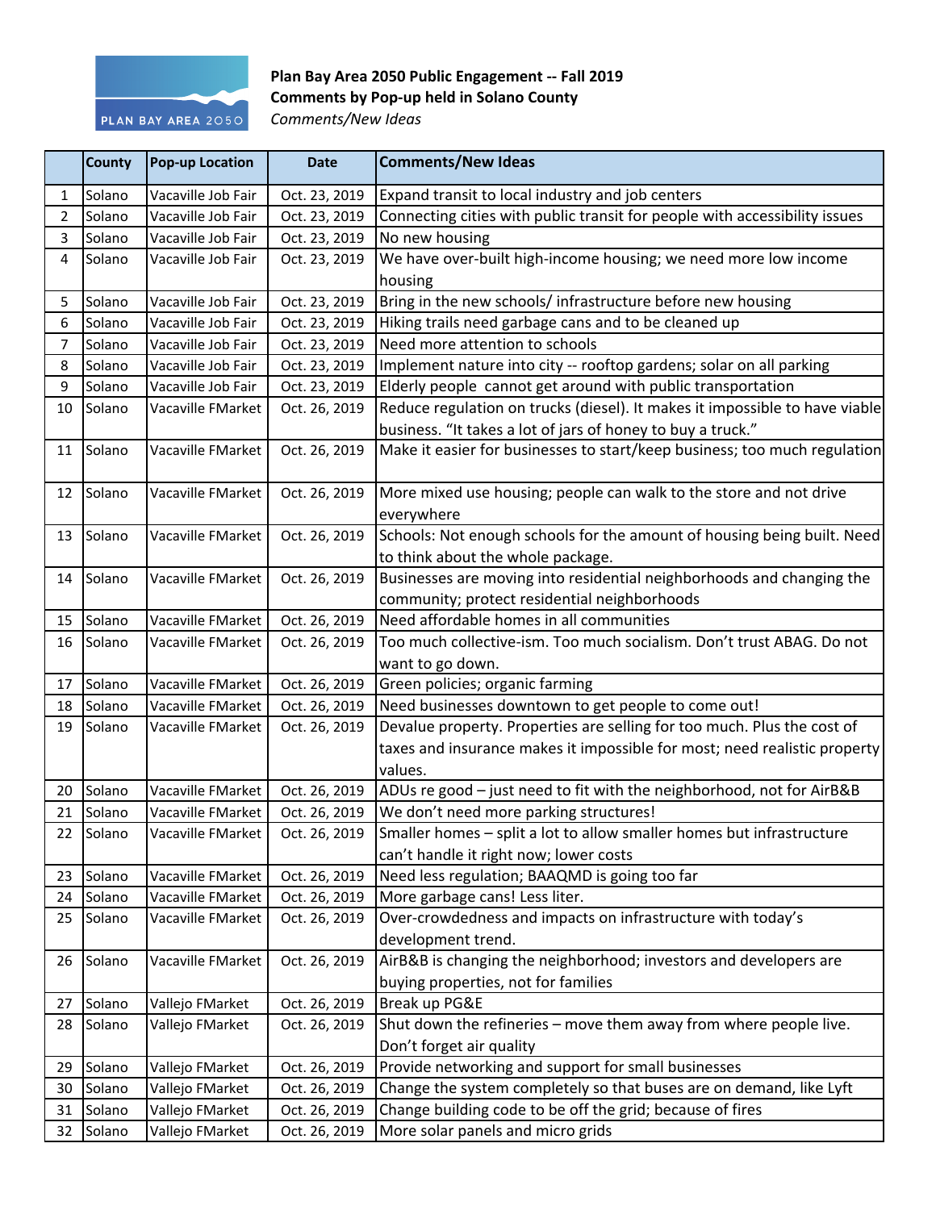**Plan Bay Area 2050 Public Engagement -- Fall 2019**
**Comments by Pop-up held in Solano County**
*Comments/New Ideas*

| | County | Pop-up Location | Date | Comments/New Ideas |
|---|---|---|---|---|
| 1 | Solano | Vacaville Job Fair | Oct. 23, 2019 | Expand transit to local industry and job centers |
| 2 | Solano | Vacaville Job Fair | Oct. 23, 2019 | Connecting cities with public transit for people with accessibility issues |
| 3 | Solano | Vacaville Job Fair | Oct. 23, 2019 | No new housing |
| 4 | Solano | Vacaville Job Fair | Oct. 23, 2019 | We have over-built high-income housing; we need more low income housing |
| 5 | Solano | Vacaville Job Fair | Oct. 23, 2019 | Bring in the new schools/ infrastructure before new housing |
| 6 | Solano | Vacaville Job Fair | Oct. 23, 2019 | Hiking trails need garbage cans and to be cleaned up |
| 7 | Solano | Vacaville Job Fair | Oct. 23, 2019 | Need more attention to schools |
| 8 | Solano | Vacaville Job Fair | Oct. 23, 2019 | Implement nature into city -- rooftop gardens; solar on all parking |
| 9 | Solano | Vacaville Job Fair | Oct. 23, 2019 | Elderly people cannot get around with public transportation |
| 10 | Solano | Vacaville FMarket | Oct. 26, 2019 | Reduce regulation on trucks (diesel). It makes it impossible to have viable business. "It takes a lot of jars of honey to buy a truck." |
| 11 | Solano | Vacaville FMarket | Oct. 26, 2019 | Make it easier for businesses to start/keep business; too much regulation |
| 12 | Solano | Vacaville FMarket | Oct. 26, 2019 | More mixed use housing; people can walk to the store and not drive everywhere |
| 13 | Solano | Vacaville FMarket | Oct. 26, 2019 | Schools: Not enough schools for the amount of housing being built. Need to think about the whole package. |
| 14 | Solano | Vacaville FMarket | Oct. 26, 2019 | Businesses are moving into residential neighborhoods and changing the community; protect residential neighborhoods |
| 15 | Solano | Vacaville FMarket | Oct. 26, 2019 | Need affordable homes in all communities |
| 16 | Solano | Vacaville FMarket | Oct. 26, 2019 | Too much collective-ism. Too much socialism. Don't trust ABAG. Do not want to go down. |
| 17 | Solano | Vacaville FMarket | Oct. 26, 2019 | Green policies; organic farming |
| 18 | Solano | Vacaville FMarket | Oct. 26, 2019 | Need businesses downtown to get people to come out! |
| 19 | Solano | Vacaville FMarket | Oct. 26, 2019 | Devalue property. Properties are selling for too much. Plus the cost of taxes and insurance makes it impossible for most; need realistic property values. |
| 20 | Solano | Vacaville FMarket | Oct. 26, 2019 | ADUs re good – just need to fit with the neighborhood, not for AirB&B |
| 21 | Solano | Vacaville FMarket | Oct. 26, 2019 | We don't need more parking structures! |
| 22 | Solano | Vacaville FMarket | Oct. 26, 2019 | Smaller homes – split a lot to allow smaller homes but infrastructure can't handle it right now; lower costs |
| 23 | Solano | Vacaville FMarket | Oct. 26, 2019 | Need less regulation; BAAQMD is going too far |
| 24 | Solano | Vacaville FMarket | Oct. 26, 2019 | More garbage cans! Less liter. |
| 25 | Solano | Vacaville FMarket | Oct. 26, 2019 | Over-crowdedness and impacts on infrastructure with today's development trend. |
| 26 | Solano | Vacaville FMarket | Oct. 26, 2019 | AirB&B is changing the neighborhood; investors and developers are buying properties, not for families |
| 27 | Solano | Vallejo FMarket | Oct. 26, 2019 | Break up PG&E |
| 28 | Solano | Vallejo FMarket | Oct. 26, 2019 | Shut down the refineries – move them away from where people live. Don't forget air quality |
| 29 | Solano | Vallejo FMarket | Oct. 26, 2019 | Provide networking and support for small businesses |
| 30 | Solano | Vallejo FMarket | Oct. 26, 2019 | Change the system completely so that buses are on demand, like Lyft |
| 31 | Solano | Vallejo FMarket | Oct. 26, 2019 | Change building code to be off the grid; because of fires |
| 32 | Solano | Vallejo FMarket | Oct. 26, 2019 | More solar panels and micro grids |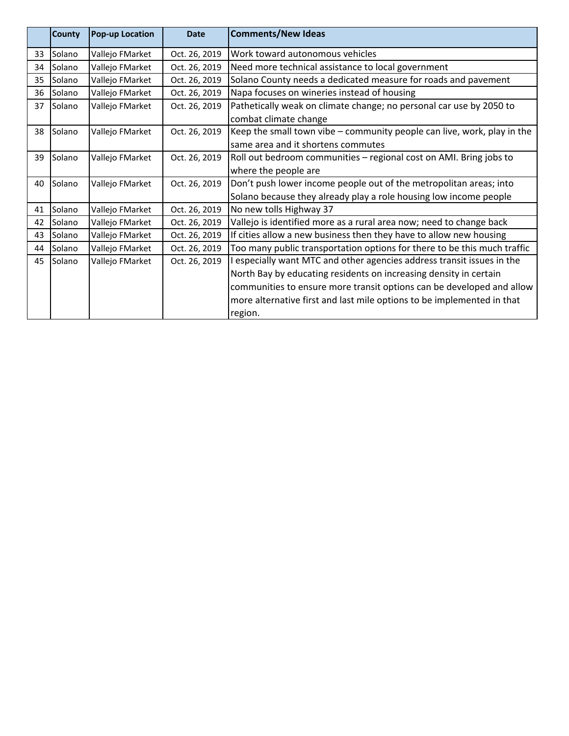| | County | Pop-up Location | Date | Comments/New Ideas |
|---|---|---|---|---|
| 33 | Solano | Vallejo FMarket | Oct. 26, 2019 | Work toward autonomous vehicles |
| 34 | Solano | Vallejo FMarket | Oct. 26, 2019 | Need more technical assistance to local government |
| 35 | Solano | Vallejo FMarket | Oct. 26, 2019 | Solano County needs a dedicated measure for roads and pavement |
| 36 | Solano | Vallejo FMarket | Oct. 26, 2019 | Napa focuses on wineries instead of housing |
| 37 | Solano | Vallejo FMarket | Oct. 26, 2019 | Pathetically weak on climate change; no personal car use by 2050 to combat climate change |
| 38 | Solano | Vallejo FMarket | Oct. 26, 2019 | Keep the small town vibe – community people can live, work, play in the same area and it shortens commutes |
| 39 | Solano | Vallejo FMarket | Oct. 26, 2019 | Roll out bedroom communities – regional cost on AMI. Bring jobs to where the people are |
| 40 | Solano | Vallejo FMarket | Oct. 26, 2019 | Don't push lower income people out of the metropolitan areas; into Solano because they already play a role housing low income people |
| 41 | Solano | Vallejo FMarket | Oct. 26, 2019 | No new tolls Highway 37 |
| 42 | Solano | Vallejo FMarket | Oct. 26, 2019 | Vallejo is identified more as a rural area now; need to change back |
| 43 | Solano | Vallejo FMarket | Oct. 26, 2019 | If cities allow a new business then they have to allow new housing |
| 44 | Solano | Vallejo FMarket | Oct. 26, 2019 | Too many public transportation options for there to be this much traffic |
| 45 | Solano | Vallejo FMarket | Oct. 26, 2019 | I especially want MTC and other agencies address transit issues in the North Bay by educating residents on increasing density in certain communities to ensure more transit options can be developed and allow more alternative first and last mile options to be implemented in that region. |